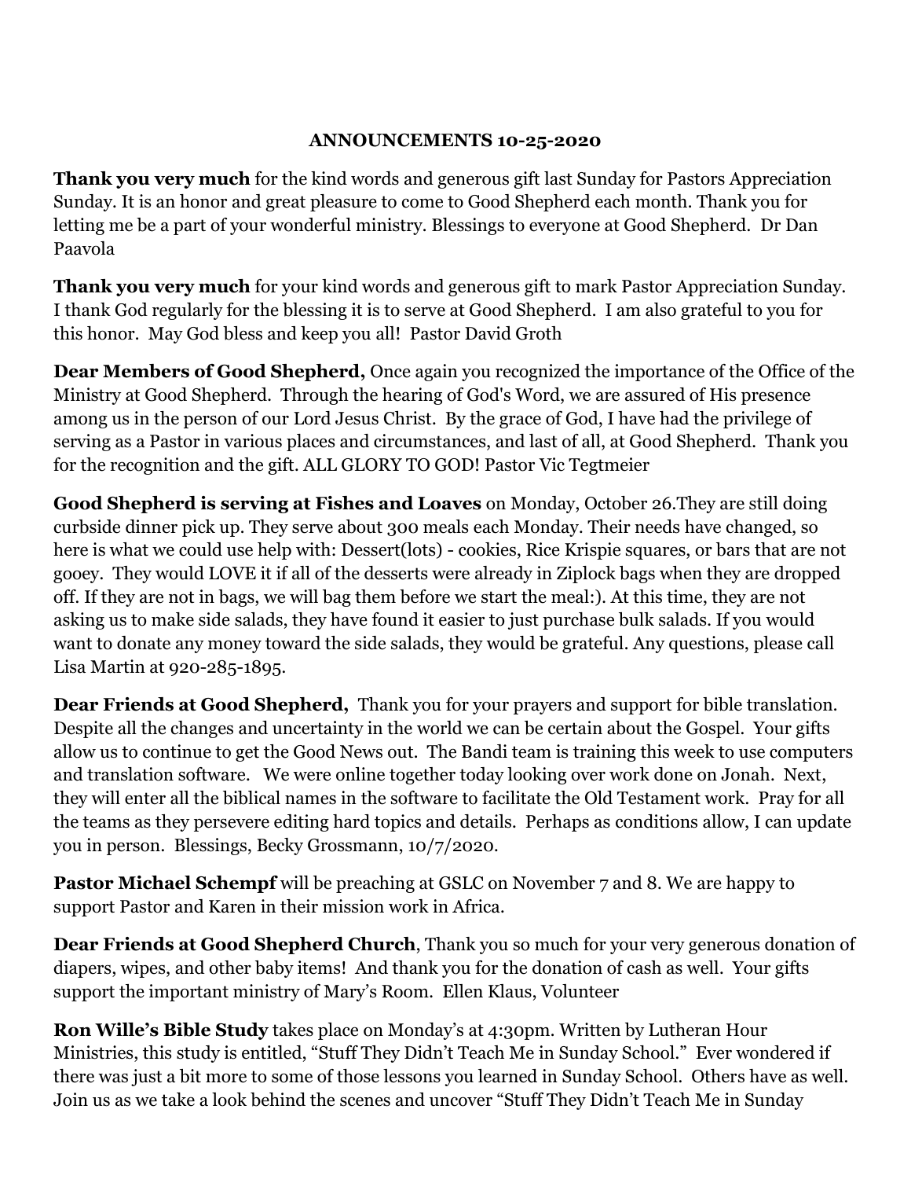**ANNOUNCEMENTS 10-25-2020**

**Thank you very much** for the kind words and generous gift last Sunday for Pastors Appreciation Sunday. It is an honor and great pleasure to come to Good Shepherd each month. Thank you for letting me be a part of your wonderful ministry. Blessings to everyone at Good Shepherd. Dr Dan Paavola

**Thank you very much** for your kind words and generous gift to mark Pastor Appreciation Sunday. I thank God regularly for the blessing it is to serve at Good Shepherd. I am also grateful to you for this honor. May God bless and keep you all! Pastor David Groth

**Dear Members of Good Shepherd,** Once again you recognized the importance of the Office of the Ministry at Good Shepherd. Through the hearing of God's Word, we are assured of His presence among us in the person of our Lord Jesus Christ. By the grace of God, I have had the privilege of serving as a Pastor in various places and circumstances, and last of all, at Good Shepherd. Thank you for the recognition and the gift. ALL GLORY TO GOD! Pastor Vic Tegtmeier

**Good Shepherd is serving at Fishes and Loaves** on Monday, October 26.They are still doing curbside dinner pick up. They serve about 300 meals each Monday. Their needs have changed, so here is what we could use help with: Dessert(lots) - cookies, Rice Krispie squares, or bars that are not gooey. They would LOVE it if all of the desserts were already in Ziplock bags when they are dropped off. If they are not in bags, we will bag them before we start the meal:). At this time, they are not asking us to make side salads, they have found it easier to just purchase bulk salads. If you would want to donate any money toward the side salads, they would be grateful. Any questions, please call Lisa Martin at 920-285-1895.

**Dear Friends at Good Shepherd,** Thank you for your prayers and support for bible translation. Despite all the changes and uncertainty in the world we can be certain about the Gospel. Your gifts allow us to continue to get the Good News out. The Bandi team is training this week to use computers and translation software. We were online together today looking over work done on Jonah. Next, they will enter all the biblical names in the software to facilitate the Old Testament work. Pray for all the teams as they persevere editing hard topics and details. Perhaps as conditions allow, I can update you in person. Blessings, Becky Grossmann, 10/7/2020.

**Pastor Michael Schempf** will be preaching at GSLC on November 7 and 8. We are happy to support Pastor and Karen in their mission work in Africa.

**Dear Friends at Good Shepherd Church**, Thank you so much for your very generous donation of diapers, wipes, and other baby items! And thank you for the donation of cash as well. Your gifts support the important ministry of Mary's Room. Ellen Klaus, Volunteer

**Ron Wille's Bible Study** takes place on Monday's at 4:30pm. Written by Lutheran Hour Ministries, this study is entitled, "Stuff They Didn't Teach Me in Sunday School." Ever wondered if there was just a bit more to some of those lessons you learned in Sunday School. Others have as well. Join us as we take a look behind the scenes and uncover "Stuff They Didn't Teach Me in Sunday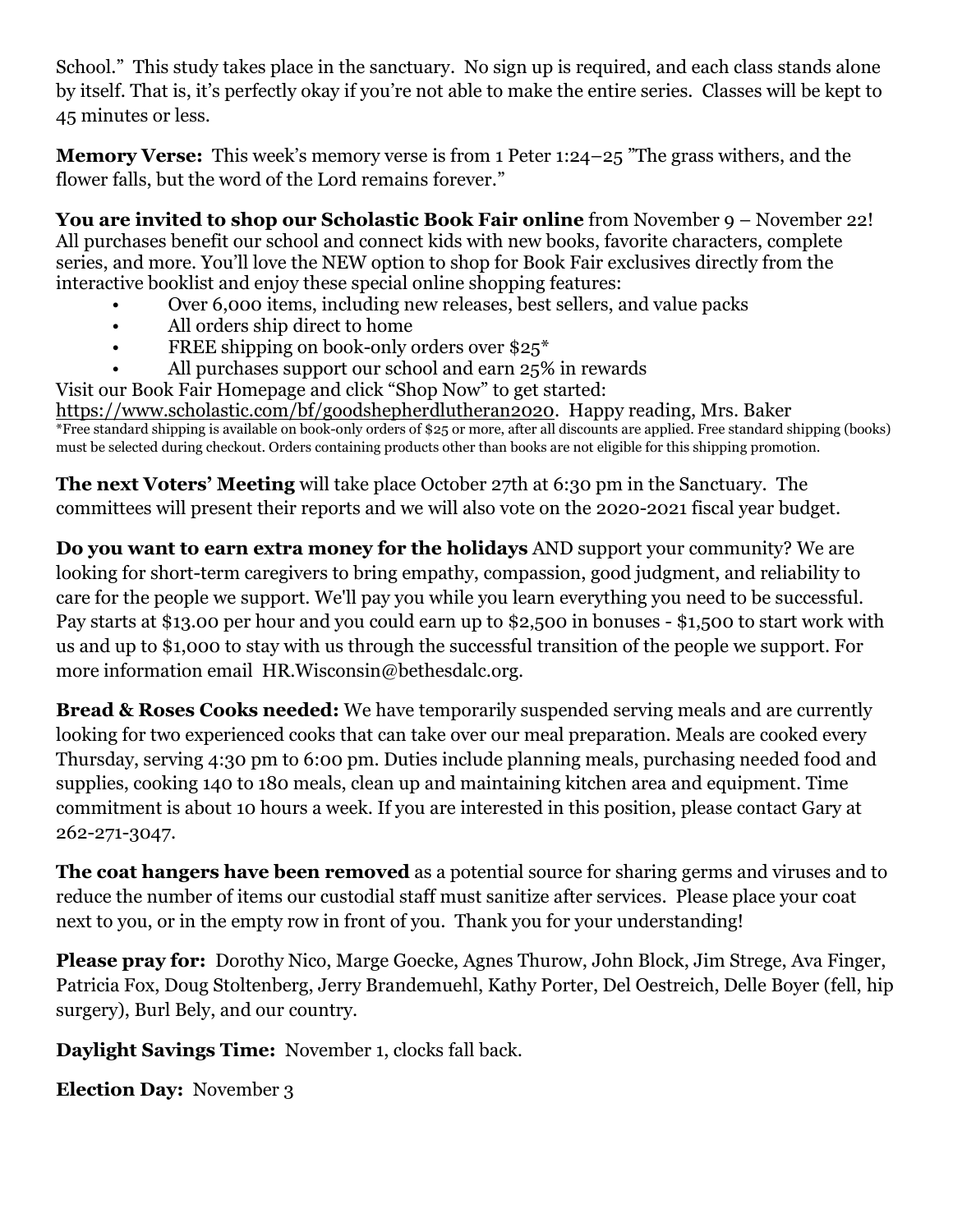School." This study takes place in the sanctuary. No sign up is required, and each class stands alone by itself. That is, it's perfectly okay if you're not able to make the entire series. Classes will be kept to 45 minutes or less.

**Memory Verse:** This week's memory verse is from 1 Peter 1:24–25 "The grass withers, and the flower falls, but the word of the Lord remains forever."

**You are invited to shop our Scholastic Book Fair online** from November 9 – November 22! All purchases benefit our school and connect kids with new books, favorite characters, complete series, and more. You'll love the NEW option to shop for Book Fair exclusives directly from the interactive booklist and enjoy these special online shopping features:

- Over 6,000 items, including new releases, best sellers, and value packs
- All orders ship direct to home
- FREE shipping on book-only orders over $25*
- All purchases support our school and earn 25% in rewards

Visit our Book Fair Homepage and click "Shop Now" to get started: https://www.scholastic.com/bf/goodshepherdlutheran2020. Happy reading, Mrs. Baker

*Free standard shipping is available on book-only orders of $25 or more, after all discounts are applied. Free standard shipping (books) must be selected during checkout. Orders containing products other than books are not eligible for this shipping promotion.

**The next Voters' Meeting** will take place October 27th at 6:30 pm in the Sanctuary. The committees will present their reports and we will also vote on the 2020-2021 fiscal year budget.

**Do you want to earn extra money for the holidays** AND support your community? We are looking for short-term caregivers to bring empathy, compassion, good judgment, and reliability to care for the people we support. We'll pay you while you learn everything you need to be successful. Pay starts at $13.00 per hour and you could earn up to $2,500 in bonuses - $1,500 to start work with us and up to $1,000 to stay with us through the successful transition of the people we support. For more information email HR.Wisconsin@bethesdalc.org.

**Bread & Roses Cooks needed:** We have temporarily suspended serving meals and are currently looking for two experienced cooks that can take over our meal preparation. Meals are cooked every Thursday, serving 4:30 pm to 6:00 pm. Duties include planning meals, purchasing needed food and supplies, cooking 140 to 180 meals, clean up and maintaining kitchen area and equipment. Time commitment is about 10 hours a week. If you are interested in this position, please contact Gary at 262-271-3047.

**The coat hangers have been removed** as a potential source for sharing germs and viruses and to reduce the number of items our custodial staff must sanitize after services. Please place your coat next to you, or in the empty row in front of you. Thank you for your understanding!

**Please pray for:** Dorothy Nico, Marge Goecke, Agnes Thurow, John Block, Jim Strege, Ava Finger, Patricia Fox, Doug Stoltenberg, Jerry Brandemuehl, Kathy Porter, Del Oestreich, Delle Boyer (fell, hip surgery), Burl Bely, and our country.

**Daylight Savings Time:** November 1, clocks fall back.

**Election Day:** November 3